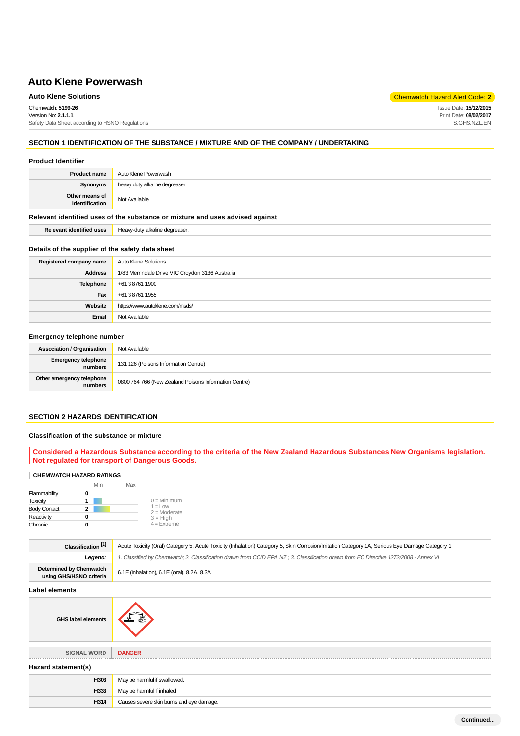# Auto Klene Powerwash

**Auto Klene Solutions**

Chemwatch Hazard Alert Code: **2**

Chemwatch: **5199-26**
Version No: **2.1.1.1**
Safety Data Sheet according to HSNO Regulations

Issue Date: **15/12/2015**
Print Date: **08/02/2017**
S.GHS.NZL.EN

## SECTION 1 IDENTIFICATION OF THE SUBSTANCE / MIXTURE AND OF THE COMPANY / UNDERTAKING

### Product Identifier

| | |
|---|---|
| **Product name** | Auto Klene Powerwash |
| **Synonyms** | heavy duty alkaline degreaser |
| **Other means of identification** | Not Available |

### Relevant identified uses of the substance or mixture and uses advised against

| | |
|---|---|
| **Relevant identified uses** | Heavy-duty alkaline degreaser. |

### Details of the supplier of the safety data sheet

| | |
|---|---|
| **Registered company name** | Auto Klene Solutions |
| **Address** | 1/83 Merrindale Drive VIC Croydon 3136 Australia |
| **Telephone** | +61 3 8761 1900 |
| **Fax** | +61 3 8761 1955 |
| **Website** | https://www.autoklene.com/msds/ |
| **Email** | Not Available |

### Emergency telephone number

| | |
|---|---|
| **Association / Organisation** | Not Available |
| **Emergency telephone numbers** | 131 126 (Poisons Information Centre) |
| **Other emergency telephone numbers** | 0800 764 766 (New Zealand Poisons Information Centre) |

## SECTION 2 HAZARDS IDENTIFICATION

### Classification of the substance or mixture

**Considered a Hazardous Substance according to the criteria of the New Zealand Hazardous Substances New Organisms legislation. Not regulated for transport of Dangerous Goods.**

**CHEMWATCH HAZARD RATINGS**

| | Rating |
|---|---|
| Flammability | 0 |
| Toxicity | 1 |
| Body Contact | 2 |
| Reactivity | 0 |
| Chronic | 0 |

0 = Minimum
1 = Low
2 = Moderate
3 = High
4 = Extreme

| | |
|---|---|
| **Classification [1]** | Acute Toxicity (Oral) Category 5, Acute Toxicity (Inhalation) Category 5, Skin Corrosion/Irritation Category 1A, Serious Eye Damage Category 1 |
| ***Legend:*** | *1. Classified by Chemwatch; 2. Classification drawn from CCID EPA NZ ; 3. Classification drawn from EC Directive 1272/2008 - Annex VI* |
| **Determined by Chemwatch using GHS/HSNO criteria** | 6.1E (inhalation), 6.1E (oral), 8.2A, 8.3A |

### Label elements

| | |
|---|---|
| **GHS label elements** | |
| **SIGNAL WORD** | **DANGER** |

### Hazard statement(s)

| | |
|---|---|
| **H303** | May be harmful if swallowed. |
| **H333** | May be harmful if inhaled |
| **H314** | Causes severe skin burns and eye damage. |

Continued...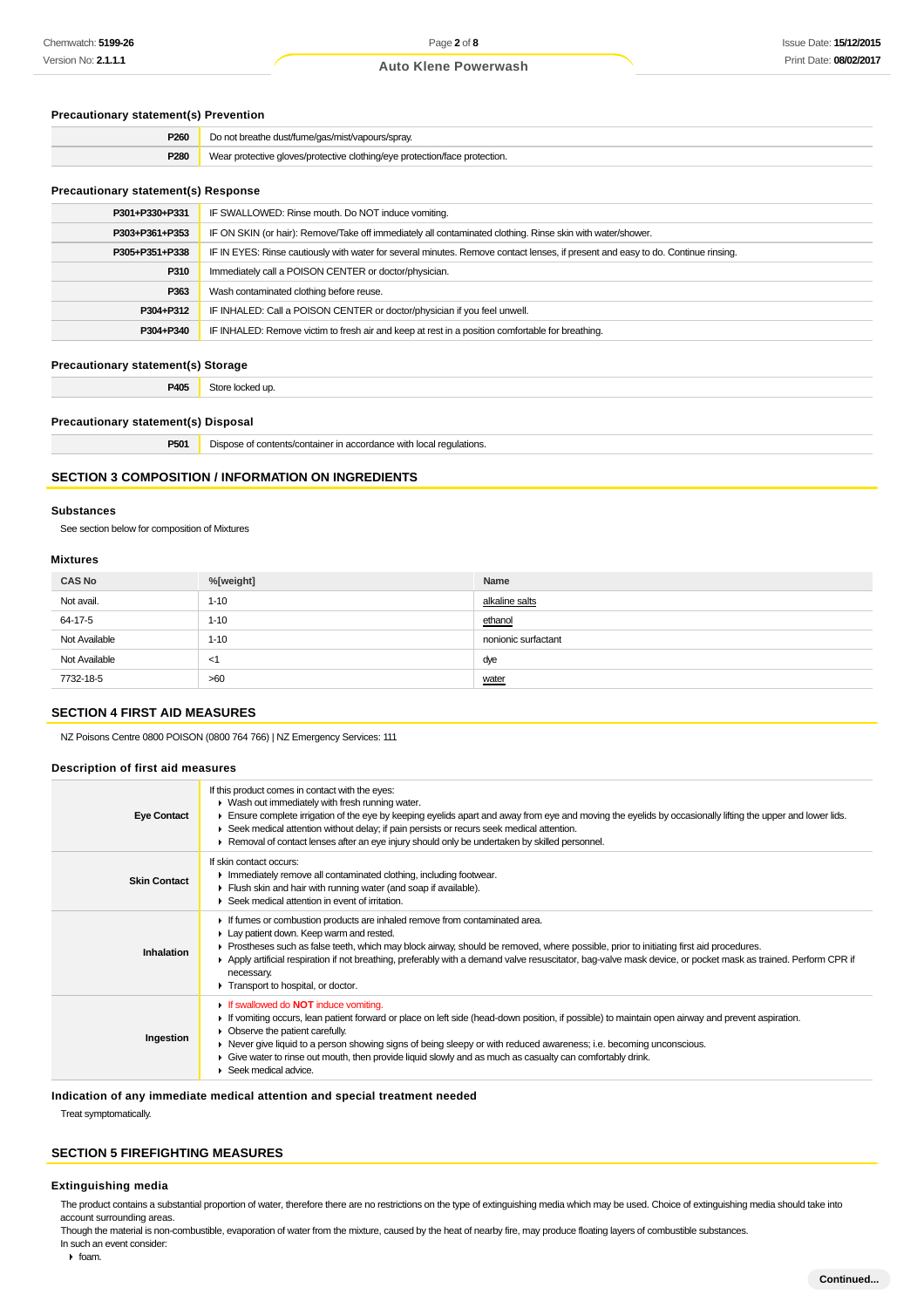### Precautionary statement(s) Prevention

| | |
|---|---|
| P260 | Do not breathe dust/fume/gas/mist/vapours/spray. |
| P280 | Wear protective gloves/protective clothing/eye protection/face protection. |

### Precautionary statement(s) Response

| | |
|---|---|
| P301+P330+P331 | IF SWALLOWED: Rinse mouth. Do NOT induce vomiting. |
| P303+P361+P353 | IF ON SKIN (or hair): Remove/Take off immediately all contaminated clothing. Rinse skin with water/shower. |
| P305+P351+P338 | IF IN EYES: Rinse cautiously with water for several minutes. Remove contact lenses, if present and easy to do. Continue rinsing. |
| P310 | Immediately call a POISON CENTER or doctor/physician. |
| P363 | Wash contaminated clothing before reuse. |
| P304+P312 | IF INHALED: Call a POISON CENTER or doctor/physician if you feel unwell. |
| P304+P340 | IF INHALED: Remove victim to fresh air and keep at rest in a position comfortable for breathing. |

### Precautionary statement(s) Storage

| | |
|---|---|
| P405 | Store locked up. |

### Precautionary statement(s) Disposal

| | |
|---|---|
| P501 | Dispose of contents/container in accordance with local regulations. |

## SECTION 3 COMPOSITION / INFORMATION ON INGREDIENTS

### Substances

See section below for composition of Mixtures

### Mixtures

| CAS No | %[weight] | Name |
|---|---|---|
| Not avail. | 1-10 | alkaline salts |
| 64-17-5 | 1-10 | ethanol |
| Not Available | 1-10 | nonionic surfactant |
| Not Available | <1 | dye |
| 7732-18-5 | >60 | water |

## SECTION 4 FIRST AID MEASURES

NZ Poisons Centre 0800 POISON (0800 764 766) | NZ Emergency Services: 111

### Description of first aid measures

| | |
|---|---|
| **Eye Contact** | If this product comes in contact with the eyes:<br>▸ Wash out immediately with fresh running water.<br>▸ Ensure complete irrigation of the eye by keeping eyelids apart and away from eye and moving the eyelids by occasionally lifting the upper and lower lids.<br>▸ Seek medical attention without delay; if pain persists or recurs seek medical attention.<br>▸ Removal of contact lenses after an eye injury should only be undertaken by skilled personnel. |
| **Skin Contact** | If skin contact occurs:<br>▸ Immediately remove all contaminated clothing, including footwear.<br>▸ Flush skin and hair with running water (and soap if available).<br>▸ Seek medical attention in event of irritation. |
| **Inhalation** | ▸ If fumes or combustion products are inhaled remove from contaminated area.<br>▸ Lay patient down. Keep warm and rested.<br>▸ Prostheses such as false teeth, which may block airway, should be removed, where possible, prior to initiating first aid procedures.<br>▸ Apply artificial respiration if not breathing, preferably with a demand valve resuscitator, bag-valve mask device, or pocket mask as trained. Perform CPR if necessary.<br>▸ Transport to hospital, or doctor. |
| **Ingestion** | ▸ If swallowed do **NOT** induce vomiting.<br>▸ If vomiting occurs, lean patient forward or place on left side (head-down position, if possible) to maintain open airway and prevent aspiration.<br>▸ Observe the patient carefully.<br>▸ Never give liquid to a person showing signs of being sleepy or with reduced awareness; i.e. becoming unconscious.<br>▸ Give water to rinse out mouth, then provide liquid slowly and as much as casualty can comfortably drink.<br>▸ Seek medical advice. |

### Indication of any immediate medical attention and special treatment needed

Treat symptomatically.

## SECTION 5 FIREFIGHTING MEASURES

### Extinguishing media

The product contains a substantial proportion of water, therefore there are no restrictions on the type of extinguishing media which may be used. Choice of extinguishing media should take into account surrounding areas.

Though the material is non-combustible, evaporation of water from the mixture, caused by the heat of nearby fire, may produce floating layers of combustible substances.

In such an event consider:

▸ foam.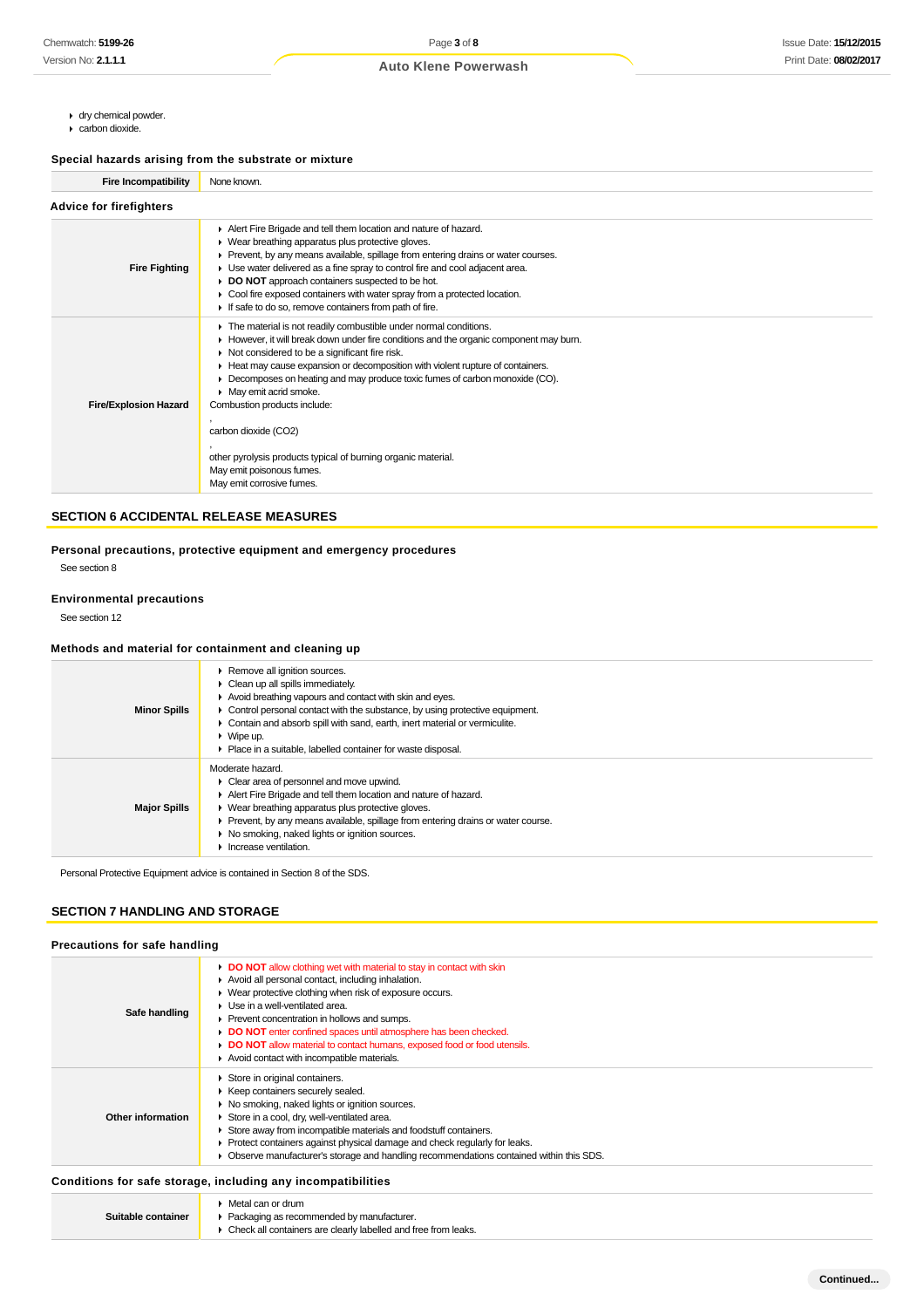- dry chemical powder.
- carbon dioxide.

### Special hazards arising from the substrate or mixture

| Fire Incompatibility | None known. |
|---|---|

### Advice for firefighters

| | |
|---|---|
| **Fire Fighting** | • Alert Fire Brigade and tell them location and nature of hazard.<br>• Wear breathing apparatus plus protective gloves.<br>• Prevent, by any means available, spillage from entering drains or water courses.<br>• Use water delivered as a fine spray to control fire and cool adjacent area.<br>• **DO NOT** approach containers suspected to be hot.<br>• Cool fire exposed containers with water spray from a protected location.<br>• If safe to do so, remove containers from path of fire. |
| **Fire/Explosion Hazard** | • The material is not readily combustible under normal conditions.<br>• However, it will break down under fire conditions and the organic component may burn.<br>• Not considered to be a significant fire risk.<br>• Heat may cause expansion or decomposition with violent rupture of containers.<br>• Decomposes on heating and may produce toxic fumes of carbon monoxide (CO).<br>• May emit acrid smoke.<br>Combustion products include:<br>,<br>carbon dioxide ($CO_2$)<br>,<br>other pyrolysis products typical of burning organic material.<br>May emit poisonous fumes.<br>May emit corrosive fumes. |

## SECTION 6 ACCIDENTAL RELEASE MEASURES

### Personal precautions, protective equipment and emergency procedures

See section 8

### Environmental precautions

See section 12

### Methods and material for containment and cleaning up

| | |
|---|---|
| **Minor Spills** | • Remove all ignition sources.<br>• Clean up all spills immediately.<br>• Avoid breathing vapours and contact with skin and eyes.<br>• Control personal contact with the substance, by using protective equipment.<br>• Contain and absorb spill with sand, earth, inert material or vermiculite.<br>• Wipe up.<br>• Place in a suitable, labelled container for waste disposal. |
| **Major Spills** | Moderate hazard.<br>• Clear area of personnel and move upwind.<br>• Alert Fire Brigade and tell them location and nature of hazard.<br>• Wear breathing apparatus plus protective gloves.<br>• Prevent, by any means available, spillage from entering drains or water course.<br>• No smoking, naked lights or ignition sources.<br>• Increase ventilation. |

Personal Protective Equipment advice is contained in Section 8 of the SDS.

## SECTION 7 HANDLING AND STORAGE

### Precautions for safe handling

| | |
|---|---|
| **Safe handling** | • **DO NOT** allow clothing wet with material to stay in contact with skin<br>• Avoid all personal contact, including inhalation.<br>• Wear protective clothing when risk of exposure occurs.<br>• Use in a well-ventilated area.<br>• Prevent concentration in hollows and sumps.<br>• **DO NOT** enter confined spaces until atmosphere has been checked.<br>• **DO NOT** allow material to contact humans, exposed food or food utensils.<br>• Avoid contact with incompatible materials. |
| **Other information** | • Store in original containers.<br>• Keep containers securely sealed.<br>• No smoking, naked lights or ignition sources.<br>• Store in a cool, dry, well-ventilated area.<br>• Store away from incompatible materials and foodstuff containers.<br>• Protect containers against physical damage and check regularly for leaks.<br>• Observe manufacturer's storage and handling recommendations contained within this SDS. |

### Conditions for safe storage, including any incompatibilities

| | |
|---|---|
| **Suitable container** | • Metal can or drum<br>• Packaging as recommended by manufacturer.<br>• Check all containers are clearly labelled and free from leaks. |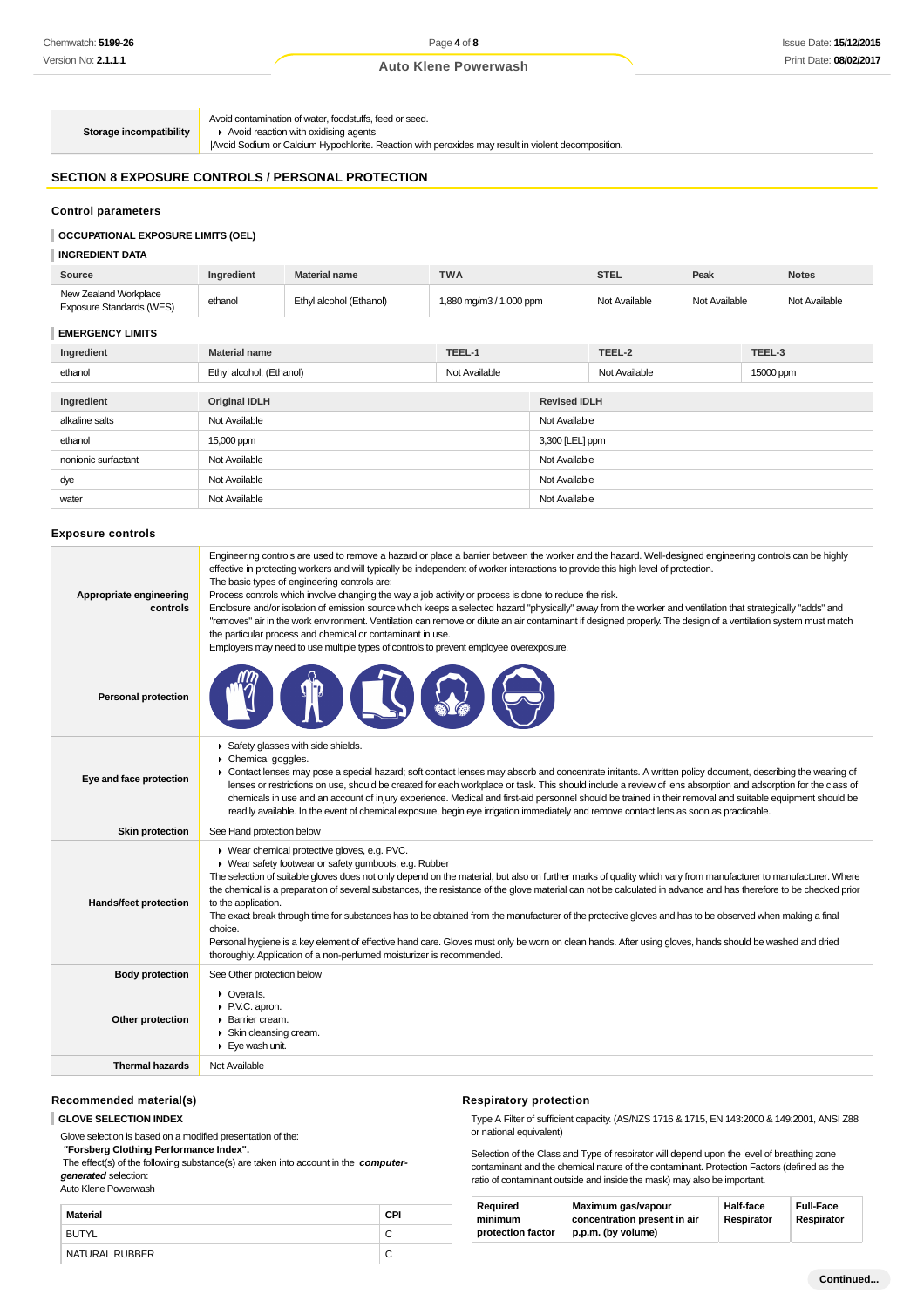| Storage incompatibility | Avoid contamination of water, foodstuffs, feed or seed.<br>▸ Avoid reaction with oxidising agents<br>\|Avoid Sodium or Calcium Hypochlorite. Reaction with peroxides may result in violent decomposition. |
|---|---|

## SECTION 8 EXPOSURE CONTROLS / PERSONAL PROTECTION

### Control parameters

#### OCCUPATIONAL EXPOSURE LIMITS (OEL)

#### INGREDIENT DATA

| Source | Ingredient | Material name | TWA | STEL | Peak | Notes |
|---|---|---|---|---|---|---|
| New Zealand Workplace Exposure Standards (WES) | ethanol | Ethyl alcohol (Ethanol) | 1,880 mg/m3 / 1,000 ppm | Not Available | Not Available | Not Available |

#### EMERGENCY LIMITS

| Ingredient | Material name | TEEL-1 | TEEL-2 | TEEL-3 |
|---|---|---|---|---|
| ethanol | Ethyl alcohol; (Ethanol) | Not Available | Not Available | 15000 ppm |

| Ingredient | Original IDLH | Revised IDLH |
|---|---|---|
| alkaline salts | Not Available | Not Available |
| ethanol | 15,000 ppm | 3,300 [LEL] ppm |
| nonionic surfactant | Not Available | Not Available |
| dye | Not Available | Not Available |
| water | Not Available | Not Available |

### Exposure controls

| | |
|---|---|
| Appropriate engineering controls | Engineering controls are used to remove a hazard or place a barrier between the worker and the hazard. Well-designed engineering controls can be highly effective in protecting workers and will typically be independent of worker interactions to provide this high level of protection.<br>The basic types of engineering controls are:<br>Process controls which involve changing the way a job activity or process is done to reduce the risk.<br>Enclosure and/or isolation of emission source which keeps a selected hazard "physically" away from the worker and ventilation that strategically "adds" and "removes" air in the work environment. Ventilation can remove or dilute an air contaminant if designed properly. The design of a ventilation system must match the particular process and chemical or contaminant in use.<br>Employers may need to use multiple types of controls to prevent employee overexposure. |
| Personal protection | |
| Eye and face protection | ▸ Safety glasses with side shields.<br>▸ Chemical goggles.<br>▸ Contact lenses may pose a special hazard; soft contact lenses may absorb and concentrate irritants. A written policy document, describing the wearing of lenses or restrictions on use, should be created for each workplace or task. This should include a review of lens absorption and adsorption for the class of chemicals in use and an account of injury experience. Medical and first-aid personnel should be trained in their removal and suitable equipment should be readily available. In the event of chemical exposure, begin eye irrigation immediately and remove contact lens as soon as practicable. |
| Skin protection | See Hand protection below |
| Hands/feet protection | ▸ Wear chemical protective gloves, e.g. PVC.<br>▸ Wear safety footwear or safety gumboots, e.g. Rubber<br>The selection of suitable gloves does not only depend on the material, but also on further marks of quality which vary from manufacturer to manufacturer. Where the chemical is a preparation of several substances, the resistance of the glove material can not be calculated in advance and has therefore to be checked prior to the application.<br>The exact break through time for substances has to be obtained from the manufacturer of the protective gloves and.has to be observed when making a final choice.<br>Personal hygiene is a key element of effective hand care. Gloves must only be worn on clean hands. After using gloves, hands should be washed and dried thoroughly. Application of a non-perfumed moisturizer is recommended. |
| Body protection | See Other protection below |
| Other protection | ▸ Overalls.<br>▸ P.V.C. apron.<br>▸ Barrier cream.<br>▸ Skin cleansing cream.<br>▸ Eye wash unit. |
| Thermal hazards | Not Available |

### Recommended material(s)

#### GLOVE SELECTION INDEX

Glove selection is based on a modified presentation of the:
**"Forsberg Clothing Performance Index".**
The effect(s) of the following substance(s) are taken into account in the ***computer-generated*** selection:
Auto Klene Powerwash

| Material | CPI |
|---|---|
| BUTYL | C |
| NATURAL RUBBER | C |

### Respiratory protection

Type A Filter of sufficient capacity. (AS/NZS 1716 & 1715, EN 143:2000 & 149:2001, ANSI Z88 or national equivalent)

Selection of the Class and Type of respirator will depend upon the level of breathing zone contaminant and the chemical nature of the contaminant. Protection Factors (defined as the ratio of contaminant outside and inside the mask) may also be important.

| Required minimum protection factor | Maximum gas/vapour concentration present in air p.p.m. (by volume) | Half-face Respirator | Full-Face Respirator |
|---|---|---|---|

Continued...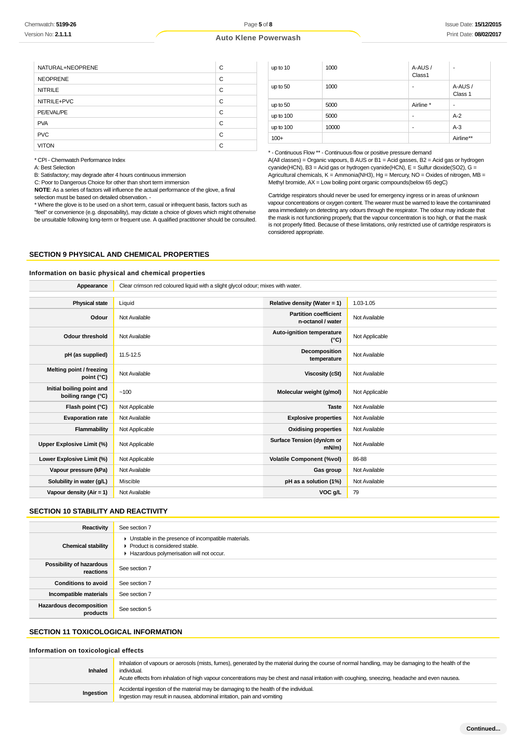| | |
|---|---|
| NATURAL+NEOPRENE | C |
| NEOPRENE | C |
| NITRILE | C |
| NITRILE+PVC | C |
| PE/EVAL/PE | C |
| PVA | C |
| PVC | C |
| VITON | C |

* CPI - Chemwatch Performance Index

A: Best Selection

B: Satisfactory; may degrade after 4 hours continuous immersion

C: Poor to Dangerous Choice for other than short term immersion

**NOTE**: As a series of factors will influence the actual performance of the glove, a final selection must be based on detailed observation. -

* Where the glove is to be used on a short term, casual or infrequent basis, factors such as "feel" or convenience (e.g. disposability), may dictate a choice of gloves which might otherwise be unsuitable following long-term or frequent use. A qualified practitioner should be consulted.

| | | | |
|---|---|---|---|
| up to 10 | 1000 | A-AUS / Class1 | - |
| up to 50 | 1000 | - | A-AUS / Class 1 |
| up to 50 | 5000 | Airline * | - |
| up to 100 | 5000 | - | A-2 |
| up to 100 | 10000 | - | A-3 |
| 100+ | | | Airline** |

* - Continuous Flow ** - Continuous-flow or positive pressure demand

A(All classes) = Organic vapours, B AUS or B1 = Acid gasses, B2 = Acid gas or hydrogen cyanide(HCN), B3 = Acid gas or hydrogen cyanide(HCN), E = Sulfur dioxide($SO_2$), G = Agricultural chemicals, K = Ammonia($NH_3$), Hg = Mercury, NO = Oxides of nitrogen, MB = Methyl bromide, AX = Low boiling point organic compounds(below 65 degC)

Cartridge respirators should never be used for emergency ingress or in areas of unknown vapour concentrations or oxygen content. The wearer must be warned to leave the contaminated area immediately on detecting any odours through the respirator. The odour may indicate that the mask is not functioning properly, that the vapour concentration is too high, or that the mask is not properly fitted. Because of these limitations, only restricted use of cartridge respirators is considered appropriate.

## SECTION 9 PHYSICAL AND CHEMICAL PROPERTIES

### Information on basic physical and chemical properties

| | |
|---|---|
| **Appearance** | Clear crimson red coloured liquid with a slight glycol odour; mixes with water. |

| | | | |
|---|---|---|---|
| **Physical state** | Liquid | **Relative density (Water = 1)** | 1.03-1.05 |
| **Odour** | Not Available | **Partition coefficient n-octanol / water** | Not Available |
| **Odour threshold** | Not Available | **Auto-ignition temperature (°C)** | Not Applicable |
| **pH (as supplied)** | 11.5-12.5 | **Decomposition temperature** | Not Available |
| **Melting point / freezing point (°C)** | Not Available | **Viscosity (cSt)** | Not Available |
| **Initial boiling point and boiling range (°C)** | ~100 | **Molecular weight (g/mol)** | Not Applicable |
| **Flash point (°C)** | Not Applicable | **Taste** | Not Available |
| **Evaporation rate** | Not Available | **Explosive properties** | Not Available |
| **Flammability** | Not Applicable | **Oxidising properties** | Not Available |
| **Upper Explosive Limit (%)** | Not Applicable | **Surface Tension (dyn/cm or mN/m)** | Not Available |
| **Lower Explosive Limit (%)** | Not Applicable | **Volatile Component (%vol)** | 86-88 |
| **Vapour pressure (kPa)** | Not Available | **Gas group** | Not Available |
| **Solubility in water (g/L)** | Miscible | **pH as a solution (1%)** | Not Available |
| **Vapour density (Air = 1)** | Not Available | **VOC g/L** | 79 |

## SECTION 10 STABILITY AND REACTIVITY

| | |
|---|---|
| **Reactivity** | See section 7 |
| **Chemical stability** | ▸ Unstable in the presence of incompatible materials.<br>▸ Product is considered stable.<br>▸ Hazardous polymerisation will not occur. |
| **Possibility of hazardous reactions** | See section 7 |
| **Conditions to avoid** | See section 7 |
| **Incompatible materials** | See section 7 |
| **Hazardous decomposition products** | See section 5 |

## SECTION 11 TOXICOLOGICAL INFORMATION

### Information on toxicological effects

| | |
|---|---|
| **Inhaled** | Inhalation of vapours or aerosols (mists, fumes), generated by the material during the course of normal handling, may be damaging to the health of the individual.<br>Acute effects from inhalation of high vapour concentrations may be chest and nasal irritation with coughing, sneezing, headache and even nausea. |
| **Ingestion** | Accidental ingestion of the material may be damaging to the health of the individual.<br>Ingestion may result in nausea, abdominal irritation, pain and vomiting |

Continued...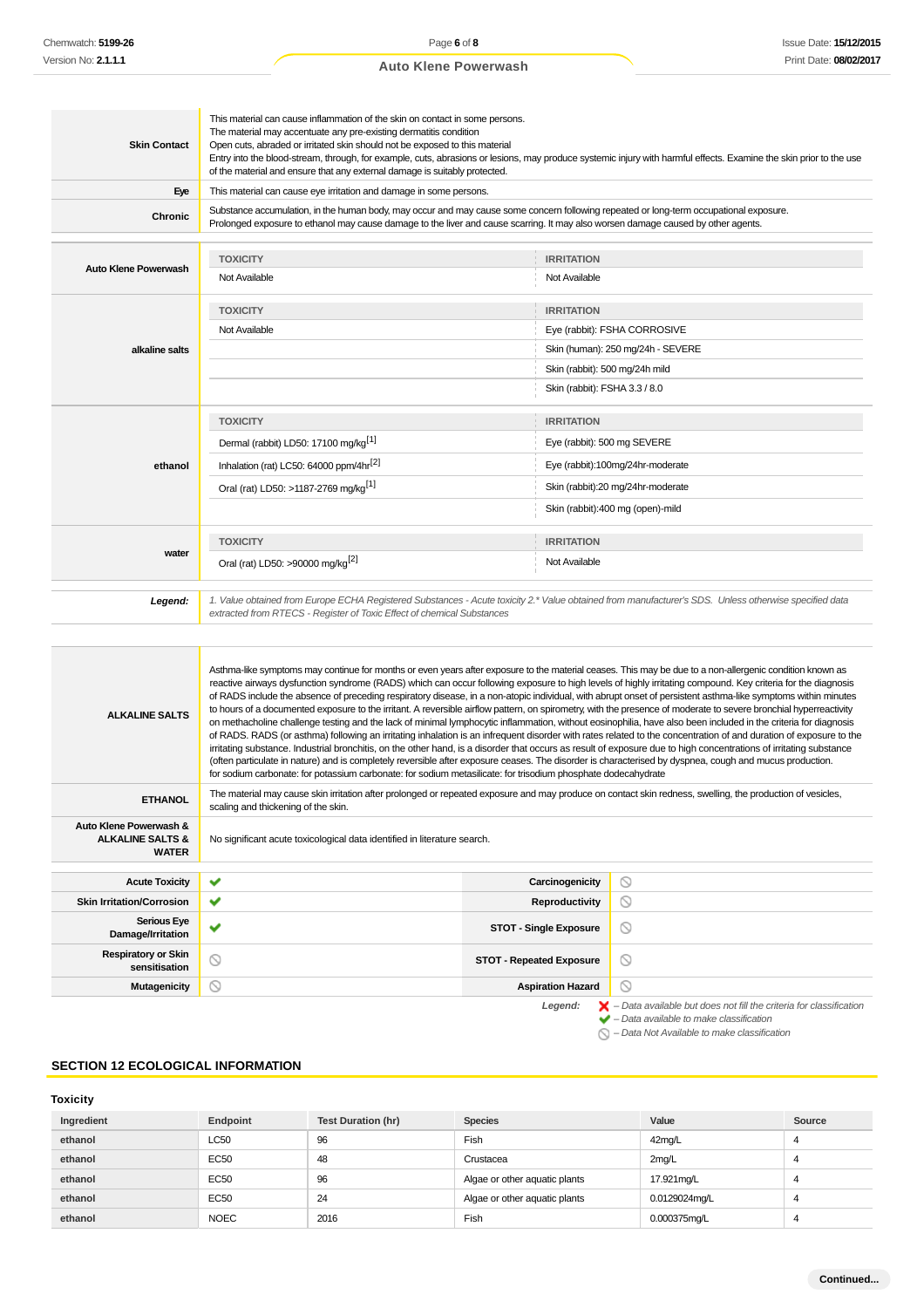| | |
|---|---|
| **Skin Contact** | This material can cause inflammation of the skin on contact in some persons.<br>The material may accentuate any pre-existing dermatitis condition<br>Open cuts, abraded or irritated skin should not be exposed to this material<br>Entry into the blood-stream, through, for example, cuts, abrasions or lesions, may produce systemic injury with harmful effects. Examine the skin prior to the use of the material and ensure that any external damage is suitably protected. |
| **Eye** | This material can cause eye irritation and damage in some persons. |
| **Chronic** | Substance accumulation, in the human body, may occur and may cause some concern following repeated or long-term occupational exposure.<br>Prolonged exposure to ethanol may cause damage to the liver and cause scarring. It may also worsen damage caused by other agents. |

| | TOXICITY | IRRITATION |
|---|---|---|
| **Auto Klene Powerwash** | Not Available | Not Available |
| **alkaline salts** | Not Available | Eye (rabbit): FSHA CORROSIVE |
| | | Skin (human): 250 mg/24h - SEVERE |
| | | Skin (rabbit): 500 mg/24h mild |
| | | Skin (rabbit): FSHA 3.3 / 8.0 |
| **ethanol** | Dermal (rabbit) LD50: 17100 mg/kg[1] | Eye (rabbit): 500 mg SEVERE |
| | Inhalation (rat) LC50: 64000 ppm/4hr[2] | Eye (rabbit):100mg/24hr-moderate |
| | Oral (rat) LD50: >1187-2769 mg/kg[1] | Skin (rabbit):20 mg/24hr-moderate |
| | | Skin (rabbit):400 mg (open)-mild |
| **water** | Oral (rat) LD50: >90000 mg/kg[2] | Not Available |

***Legend:*** *1. Value obtained from Europe ECHA Registered Substances - Acute toxicity 2.\* Value obtained from manufacturer's SDS. Unless otherwise specified data extracted from RTECS - Register of Toxic Effect of chemical Substances*

| | |
|---|---|
| **ALKALINE SALTS** | Asthma-like symptoms may continue for months or even years after exposure to the material ceases. This may be due to a non-allergenic condition known as reactive airways dysfunction syndrome (RADS) which can occur following exposure to high levels of highly irritating compound. Key criteria for the diagnosis of RADS include the absence of preceding respiratory disease, in a non-atopic individual, with abrupt onset of persistent asthma-like symptoms within minutes to hours of a documented exposure to the irritant. A reversible airflow pattern, on spirometry, with the presence of moderate to severe bronchial hyperreactivity on methacholine challenge testing and the lack of minimal lymphocytic inflammation, without eosinophilia, have also been included in the criteria for diagnosis of RADS. RADS (or asthma) following an irritating inhalation is an infrequent disorder with rates related to the concentration of and duration of exposure to the irritating substance. Industrial bronchitis, on the other hand, is a disorder that occurs as result of exposure due to high concentrations of irritating substance (often particulate in nature) and is completely reversible after exposure ceases. The disorder is characterised by dyspnea, cough and mucus production.<br>for sodium carbonate: for potassium carbonate: for sodium metasilicate: for trisodium phosphate dodecahydrate |
| **ETHANOL** | The material may cause skin irritation after prolonged or repeated exposure and may produce on contact skin redness, swelling, the production of vesicles, scaling and thickening of the skin. |
| **Auto Klene Powerwash & ALKALINE SALTS & WATER** | No significant acute toxicological data identified in literature search. |

| | | | |
|---|---|---|---|
| **Acute Toxicity** | ✔ | **Carcinogenicity** | ⃠ |
| **Skin Irritation/Corrosion** | ✔ | **Reproductivity** | ⃠ |
| **Serious Eye Damage/Irritation** | ✔ | **STOT - Single Exposure** | ⃠ |
| **Respiratory or Skin sensitisation** | ⃠ | **STOT - Repeated Exposure** | ⃠ |
| **Mutagenicity** | ⃠ | **Aspiration Hazard** | ⃠ |

***Legend:***
- ✘ *– Data available but does not fill the criteria for classification*
- ✔ *– Data available to make classification*
- ⃠ *– Data Not Available to make classification*

## SECTION 12 ECOLOGICAL INFORMATION

### Toxicity

| Ingredient | Endpoint | Test Duration (hr) | Species | Value | Source |
|---|---|---|---|---|---|
| ethanol | LC50 | 96 | Fish | 42mg/L | 4 |
| ethanol | EC50 | 48 | Crustacea | 2mg/L | 4 |
| ethanol | EC50 | 96 | Algae or other aquatic plants | 17.921mg/L | 4 |
| ethanol | EC50 | 24 | Algae or other aquatic plants | 0.0129024mg/L | 4 |
| ethanol | NOEC | 2016 | Fish | 0.000375mg/L | 4 |

Continued...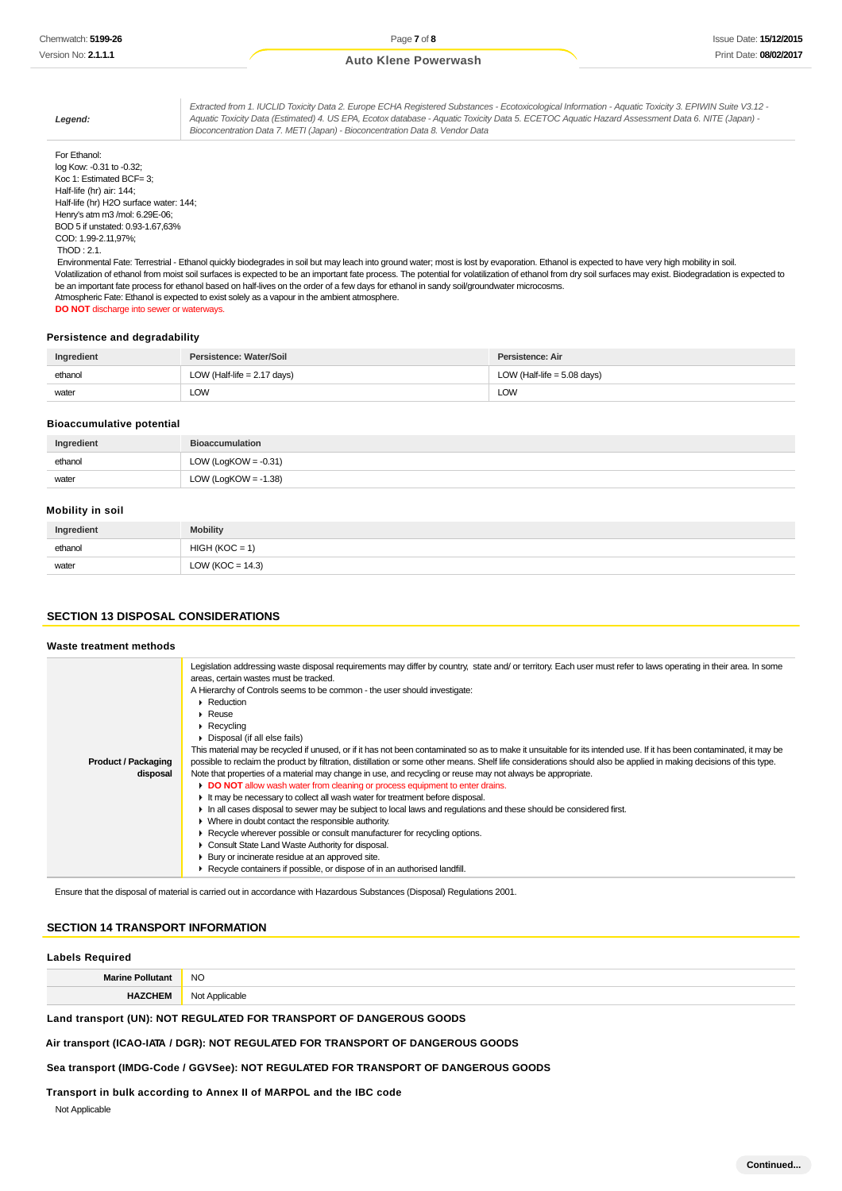| | |
|---|---|
| **Legend:** | *Extracted from 1. IUCLID Toxicity Data 2. Europe ECHA Registered Substances - Ecotoxicological Information - Aquatic Toxicity 3. EPIWIN Suite V3.12 - Aquatic Toxicity Data (Estimated) 4. US EPA, Ecotox database - Aquatic Toxicity Data 5. ECETOC Aquatic Hazard Assessment Data 6. NITE (Japan) - Bioconcentration Data 7. METI (Japan) - Bioconcentration Data 8. Vendor Data* |

For Ethanol:
log Kow: -0.31 to -0.32;
Koc 1: Estimated BCF= 3;
Half-life (hr) air: 144;
Half-life (hr) H2O surface water: 144;
Henry's atm m3 /mol: 6.29E-06;
BOD 5 if unstated: 0.93-1.67,63%
COD: 1.99-2.11,97%;
ThOD : 2.1.
Environmental Fate: Terrestrial - Ethanol quickly biodegrades in soil but may leach into ground water; most is lost by evaporation. Ethanol is expected to have very high mobility in soil. Volatilization of ethanol from moist soil surfaces is expected to be an important fate process. The potential for volatilization of ethanol from dry soil surfaces may exist. Biodegradation is expected to be an important fate process for ethanol based on half-lives on the order of a few days for ethanol in sandy soil/groundwater microcosms.
Atmospheric Fate: Ethanol is expected to exist solely as a vapour in the ambient atmosphere.
**DO NOT** discharge into sewer or waterways.

### Persistence and degradability

| Ingredient | Persistence: Water/Soil | Persistence: Air |
|---|---|---|
| ethanol | LOW (Half-life = 2.17 days) | LOW (Half-life = 5.08 days) |
| water | LOW | LOW |

### Bioaccumulative potential

| Ingredient | Bioaccumulation |
|---|---|
| ethanol | LOW (LogKOW = -0.31) |
| water | LOW (LogKOW = -1.38) |

### Mobility in soil

| Ingredient | Mobility |
|---|---|
| ethanol | HIGH (KOC = 1) |
| water | LOW (KOC = 14.3) |

## SECTION 13 DISPOSAL CONSIDERATIONS

### Waste treatment methods

| | |
|---|---|
| **Product / Packaging disposal** | Legislation addressing waste disposal requirements may differ by country, state and/ or territory. Each user must refer to laws operating in their area. In some areas, certain wastes must be tracked.<br>A Hierarchy of Controls seems to be common - the user should investigate:<br>▸ Reduction<br>▸ Reuse<br>▸ Recycling<br>▸ Disposal (if all else fails)<br>This material may be recycled if unused, or if it has not been contaminated so as to make it unsuitable for its intended use. If it has been contaminated, it may be possible to reclaim the product by filtration, distillation or some other means. Shelf life considerations should also be applied in making decisions of this type. Note that properties of a material may change in use, and recycling or reuse may not always be appropriate.<br>▸ **DO NOT** allow wash water from cleaning or process equipment to enter drains.<br>▸ It may be necessary to collect all wash water for treatment before disposal.<br>▸ In all cases disposal to sewer may be subject to local laws and regulations and these should be considered first.<br>▸ Where in doubt contact the responsible authority.<br>▸ Recycle wherever possible or consult manufacturer for recycling options.<br>▸ Consult State Land Waste Authority for disposal.<br>▸ Bury or incinerate residue at an approved site.<br>▸ Recycle containers if possible, or dispose of in an authorised landfill. |

Ensure that the disposal of material is carried out in accordance with Hazardous Substances (Disposal) Regulations 2001.

## SECTION 14 TRANSPORT INFORMATION

### Labels Required

| | |
|---|---|
| **Marine Pollutant** | NO |
| **HAZCHEM** | Not Applicable |

**Land transport (UN): NOT REGULATED FOR TRANSPORT OF DANGEROUS GOODS**

**Air transport (ICAO-IATA / DGR): NOT REGULATED FOR TRANSPORT OF DANGEROUS GOODS**

**Sea transport (IMDG-Code / GGVSee): NOT REGULATED FOR TRANSPORT OF DANGEROUS GOODS**

**Transport in bulk according to Annex II of MARPOL and the IBC code**

Not Applicable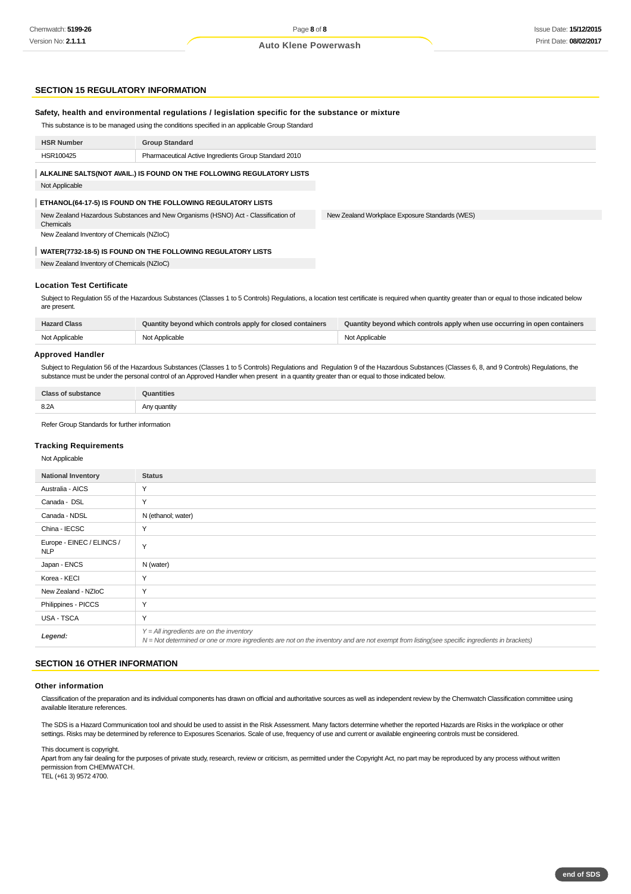## SECTION 15 REGULATORY INFORMATION

### Safety, health and environmental regulations / legislation specific for the substance or mixture

This substance is to be managed using the conditions specified in an applicable Group Standard

| HSR Number | Group Standard |
|---|---|
| HSR100425 | Pharmaceutical Active Ingredients Group Standard 2010 |

**ALKALINE SALTS(NOT AVAIL.) IS FOUND ON THE FOLLOWING REGULATORY LISTS**

Not Applicable

**ETHANOL(64-17-5) IS FOUND ON THE FOLLOWING REGULATORY LISTS**

| | |
|---|---|
| New Zealand Hazardous Substances and New Organisms (HSNO) Act - Classification of Chemicals | New Zealand Workplace Exposure Standards (WES) |
| New Zealand Inventory of Chemicals (NZIoC) | |

**WATER(7732-18-5) IS FOUND ON THE FOLLOWING REGULATORY LISTS**

New Zealand Inventory of Chemicals (NZIoC)

### Location Test Certificate

Subject to Regulation 55 of the Hazardous Substances (Classes 1 to 5 Controls) Regulations, a location test certificate is required when quantity greater than or equal to those indicated below are present.

| Hazard Class | Quantity beyond which controls apply for closed containers | Quantity beyond which controls apply when use occurring in open containers |
|---|---|---|
| Not Applicable | Not Applicable | Not Applicable |

### Approved Handler

Subject to Regulation 56 of the Hazardous Substances (Classes 1 to 5 Controls) Regulations and Regulation 9 of the Hazardous Substances (Classes 6, 8, and 9 Controls) Regulations, the substance must be under the personal control of an Approved Handler when present in a quantity greater than or equal to those indicated below.

| Class of substance | Quantities |
|---|---|
| 8.2A | Any quantity |

Refer Group Standards for further information

### Tracking Requirements

Not Applicable

| National Inventory | Status |
|---|---|
| Australia - AICS | Y |
| Canada - DSL | Y |
| Canada - NDSL | N (ethanol; water) |
| China - IECSC | Y |
| Europe - EINEC / ELINCS / NLP | Y |
| Japan - ENCS | N (water) |
| Korea - KECI | Y |
| New Zealand - NZIoC | Y |
| Philippines - PICCS | Y |
| USA - TSCA | Y |
| ***Legend:*** | *Y = All ingredients are on the inventory*<br>*N = Not determined or one or more ingredients are not on the inventory and are not exempt from listing(see specific ingredients in brackets)* |

## SECTION 16 OTHER INFORMATION

### Other information

Classification of the preparation and its individual components has drawn on official and authoritative sources as well as independent review by the Chemwatch Classification committee using available literature references.

The SDS is a Hazard Communication tool and should be used to assist in the Risk Assessment. Many factors determine whether the reported Hazards are Risks in the workplace or other settings. Risks may be determined by reference to Exposures Scenarios. Scale of use, frequency of use and current or available engineering controls must be considered.

This document is copyright.
Apart from any fair dealing for the purposes of private study, research, review or criticism, as permitted under the Copyright Act, no part may be reproduced by any process without written permission from CHEMWATCH.
TEL (+61 3) 9572 4700.

**end of SDS**